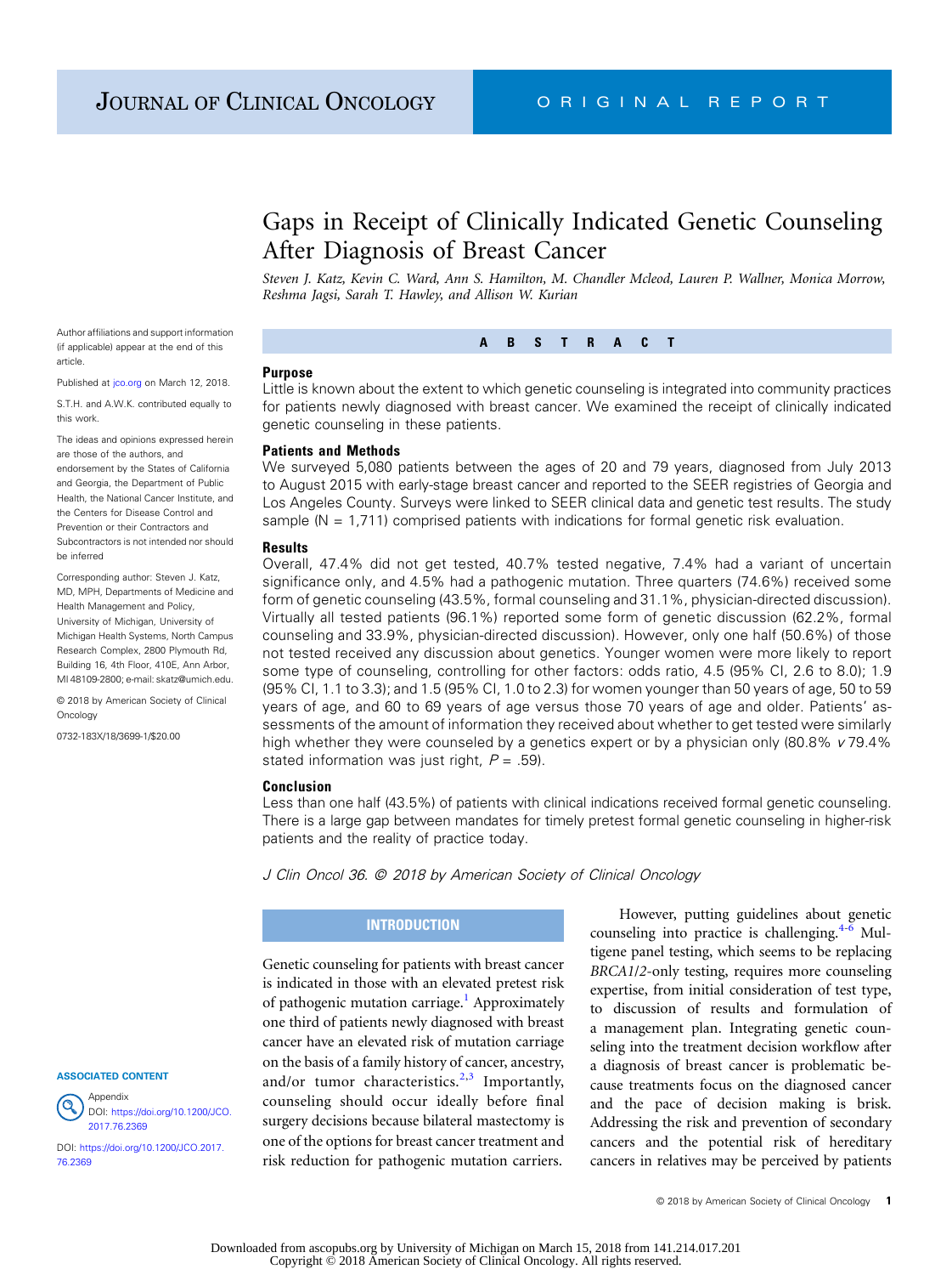# Gaps in Receipt of Clinically Indicated Genetic Counseling After Diagnosis of Breast Cancer

*Steven J. Katz, Kevin C. Ward, Ann S. Hamilton, M. Chandler Mcleod, Lauren P. Wallner, Monica Morrow, Reshma Jagsi, Sarah T. Hawley, and Allison W. Kurian*

Author affiliations and support information (if applicable) appear at the end of this article.

Published at jco.org on March 12, 2018.

S.T.H. and A.W.K. contributed equally to this work.

The ideas and opinions expressed herein are those of the authors, and endorsement by the States of California and Georgia, the Department of Public Health, the National Cancer Institute, and the Centers for Disease Control and Prevention or their Contractors and Subcontractors is not intended nor should be inferred

Corresponding author: Steven J. Katz, MD, MPH, Departments of Medicine and Health Management and Policy, University of Michigan, University of Michigan Health Systems, North Campus Research Complex, 2800 Plymouth Rd, Building 16, 4th Floor, 410E, Ann Arbor, MI 48109-2800; e-mail: skatz@umich.edu.

© 2018 by American Society of Clinical Oncology

0732-183X/18/3699-1/$20.00

**ASSOCIATED CONTENT**

Appendix
DOI: https://doi.org/10.1200/JCO.2017.76.2369

DOI: https://doi.org/10.1200/JCO.2017.76.2369

## ABSTRACT

### Purpose

Little is known about the extent to which genetic counseling is integrated into community practices for patients newly diagnosed with breast cancer. We examined the receipt of clinically indicated genetic counseling in these patients.

### Patients and Methods

We surveyed 5,080 patients between the ages of 20 and 79 years, diagnosed from July 2013 to August 2015 with early-stage breast cancer and reported to the SEER registries of Georgia and Los Angeles County. Surveys were linked to SEER clinical data and genetic test results. The study sample (N = 1,711) comprised patients with indications for formal genetic risk evaluation.

### Results

Overall, 47.4% did not get tested, 40.7% tested negative, 7.4% had a variant of uncertain significance only, and 4.5% had a pathogenic mutation. Three quarters (74.6%) received some form of genetic counseling (43.5%, formal counseling and 31.1%, physician-directed discussion). Virtually all tested patients (96.1%) reported some form of genetic discussion (62.2%, formal counseling and 33.9%, physician-directed discussion). However, only one half (50.6%) of those not tested received any discussion about genetics. Younger women were more likely to report some type of counseling, controlling for other factors: odds ratio, 4.5 (95% CI, 2.6 to 8.0); 1.9 (95% CI, 1.1 to 3.3); and 1.5 (95% CI, 1.0 to 2.3) for women younger than 50 years of age, 50 to 59 years of age, and 60 to 69 years of age versus those 70 years of age and older. Patients' assessments of the amount of information they received about whether to get tested were similarly high whether they were counseled by a genetics expert or by a physician only (80.8% *v* 79.4% stated information was just right, $P = .59$).

### Conclusion

Less than one half (43.5%) of patients with clinical indications received formal genetic counseling. There is a large gap between mandates for timely pretest formal genetic counseling in higher-risk patients and the reality of practice today.

*J Clin Oncol 36. © 2018 by American Society of Clinical Oncology*

## INTRODUCTION

Genetic counseling for patients with breast cancer is indicated in those with an elevated pretest risk of pathogenic mutation carriage.[1] Approximately one third of patients newly diagnosed with breast cancer have an elevated risk of mutation carriage on the basis of a family history of cancer, ancestry, and/or tumor characteristics.[2,3] Importantly, counseling should occur ideally before final surgery decisions because bilateral mastectomy is one of the options for breast cancer treatment and risk reduction for pathogenic mutation carriers.

However, putting guidelines about genetic counseling into practice is challenging.[4-6] Multigene panel testing, which seems to be replacing *BRCA1/2*-only testing, requires more counseling expertise, from initial consideration of test type, to discussion of results and formulation of a management plan. Integrating genetic counseling into the treatment decision workflow after a diagnosis of breast cancer is problematic because treatments focus on the diagnosed cancer and the pace of decision making is brisk. Addressing the risk and prevention of secondary cancers and the potential risk of hereditary cancers in relatives may be perceived by patients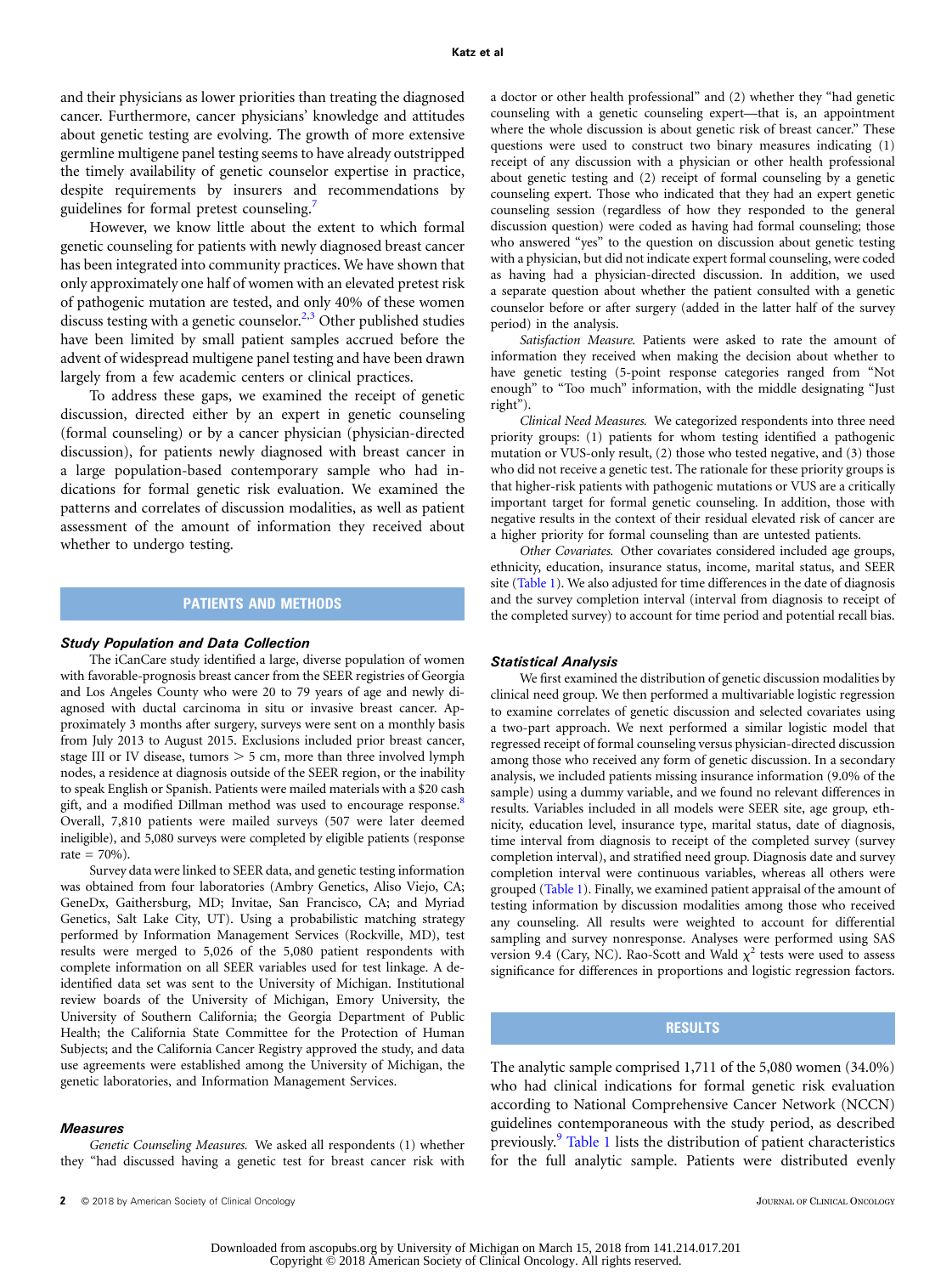and their physicians as lower priorities than treating the diagnosed cancer. Furthermore, cancer physicians' knowledge and attitudes about genetic testing are evolving. The growth of more extensive germline multigene panel testing seems to have already outstripped the timely availability of genetic counselor expertise in practice, despite requirements by insurers and recommendations by guidelines for formal pretest counseling.[7]

However, we know little about the extent to which formal genetic counseling for patients with newly diagnosed breast cancer has been integrated into community practices. We have shown that only approximately one half of women with an elevated pretest risk of pathogenic mutation are tested, and only 40% of these women discuss testing with a genetic counselor.[2,3] Other published studies have been limited by small patient samples accrued before the advent of widespread multigene panel testing and have been drawn largely from a few academic centers or clinical practices.

To address these gaps, we examined the receipt of genetic discussion, directed either by an expert in genetic counseling (formal counseling) or by a cancer physician (physician-directed discussion), for patients newly diagnosed with breast cancer in a large population-based contemporary sample who had indications for formal genetic risk evaluation. We examined the patterns and correlates of discussion modalities, as well as patient assessment of the amount of information they received about whether to undergo testing.

## PATIENTS AND METHODS

### Study Population and Data Collection

The iCanCare study identified a large, diverse population of women with favorable-prognosis breast cancer from the SEER registries of Georgia and Los Angeles County who were 20 to 79 years of age and newly diagnosed with ductal carcinoma in situ or invasive breast cancer. Approximately 3 months after surgery, surveys were sent on a monthly basis from July 2013 to August 2015. Exclusions included prior breast cancer, stage III or IV disease, tumors > 5 cm, more than three involved lymph nodes, a residence at diagnosis outside of the SEER region, or the inability to speak English or Spanish. Patients were mailed materials with a $20 cash gift, and a modified Dillman method was used to encourage response.[8] Overall, 7,810 patients were mailed surveys (507 were later deemed ineligible), and 5,080 surveys were completed by eligible patients (response rate = 70%).

Survey data were linked to SEER data, and genetic testing information was obtained from four laboratories (Ambry Genetics, Aliso Viejo, CA; GeneDx, Gaithersburg, MD; Invitae, San Francisco, CA; and Myriad Genetics, Salt Lake City, UT). Using a probabilistic matching strategy performed by Information Management Services (Rockville, MD), test results were merged to 5,026 of the 5,080 patient respondents with complete information on all SEER variables used for test linkage. A de-identified data set was sent to the University of Michigan. Institutional review boards of the University of Michigan, Emory University, the University of Southern California; the Georgia Department of Public Health; the California State Committee for the Protection of Human Subjects; and the California Cancer Registry approved the study, and data use agreements were established among the University of Michigan, the genetic laboratories, and Information Management Services.

### Measures

*Genetic Counseling Measures.* We asked all respondents (1) whether they "had discussed having a genetic test for breast cancer risk with a doctor or other health professional" and (2) whether they "had genetic counseling with a genetic counseling expert—that is, an appointment where the whole discussion is about genetic risk of breast cancer." These questions were used to construct two binary measures indicating (1) receipt of any discussion with a physician or other health professional about genetic testing and (2) receipt of formal counseling by a genetic counseling expert. Those who indicated that they had an expert genetic counseling session (regardless of how they responded to the general discussion question) were coded as having had formal counseling; those who answered "yes" to the question on discussion about genetic testing with a physician, but did not indicate expert formal counseling, were coded as having had a physician-directed discussion. In addition, we used a separate question about whether the patient consulted with a genetic counselor before or after surgery (added in the latter half of the survey period) in the analysis.

*Satisfaction Measure.* Patients were asked to rate the amount of information they received when making the decision about whether to have genetic testing (5-point response categories ranged from "Not enough" to "Too much" information, with the middle designating "Just right").

*Clinical Need Measures.* We categorized respondents into three need priority groups: (1) patients for whom testing identified a pathogenic mutation or VUS-only result, (2) those who tested negative, and (3) those who did not receive a genetic test. The rationale for these priority groups is that higher-risk patients with pathogenic mutations or VUS are a critically important target for formal genetic counseling. In addition, those with negative results in the context of their residual elevated risk of cancer are a higher priority for formal counseling than are untested patients.

*Other Covariates.* Other covariates considered included age groups, ethnicity, education, insurance status, income, marital status, and SEER site (Table 1). We also adjusted for time differences in the date of diagnosis and the survey completion interval (interval from diagnosis to receipt of the completed survey) to account for time period and potential recall bias.

### Statistical Analysis

We first examined the distribution of genetic discussion modalities by clinical need group. We then performed a multivariable logistic regression to examine correlates of genetic discussion and selected covariates using a two-part approach. We next performed a similar logistic model that regressed receipt of formal counseling versus physician-directed discussion among those who received any form of genetic discussion. In a secondary analysis, we included patients missing insurance information (9.0% of the sample) using a dummy variable, and we found no relevant differences in results. Variables included in all models were SEER site, age group, ethnicity, education level, insurance type, marital status, date of diagnosis, time interval from diagnosis to receipt of the completed survey (survey completion interval), and stratified need group. Diagnosis date and survey completion interval were continuous variables, whereas all others were grouped (Table 1). Finally, we examined patient appraisal of the amount of testing information by discussion modalities among those who received any counseling. All results were weighted to account for differential sampling and survey nonresponse. Analyses were performed using SAS version 9.4 (Cary, NC). Rao-Scott and Wald $\chi^2$ tests were used to assess significance for differences in proportions and logistic regression factors.

## RESULTS

The analytic sample comprised 1,711 of the 5,080 women (34.0%) who had clinical indications for formal genetic risk evaluation according to National Comprehensive Cancer Network (NCCN) guidelines contemporaneous with the study period, as described previously.[9] Table 1 lists the distribution of patient characteristics for the full analytic sample. Patients were distributed evenly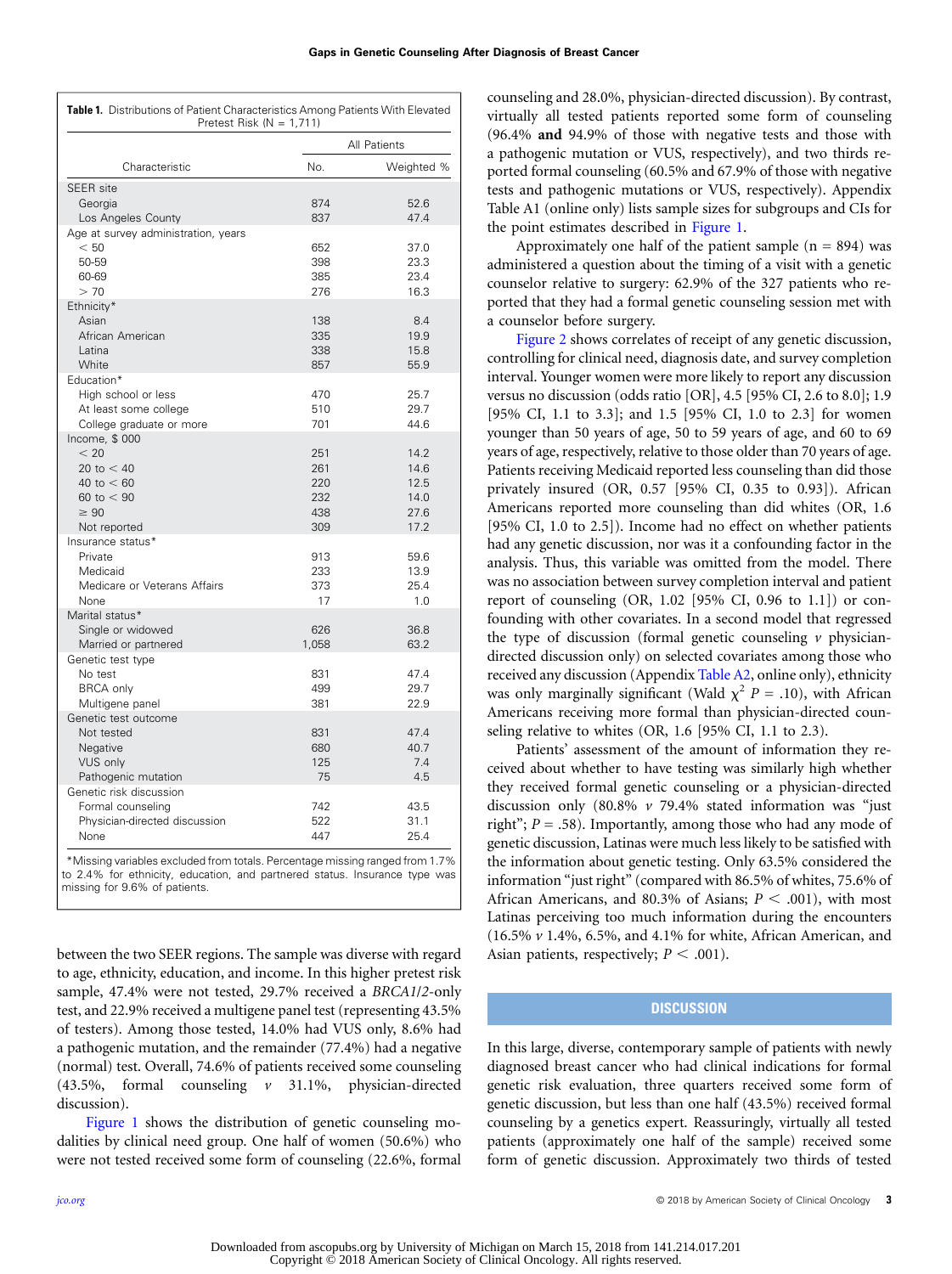**Table 1.** Distributions of Patient Characteristics Among Patients With Elevated Pretest Risk (N = 1,711)

| Characteristic | All Patients | |
|---|---|---|
| | No. | Weighted % |
| SEER site | | |
| Georgia | 874 | 52.6 |
| Los Angeles County | 837 | 47.4 |
| Age at survey administration, years | | |
| < 50 | 652 | 37.0 |
| 50-59 | 398 | 23.3 |
| 60-69 | 385 | 23.4 |
| > 70 | 276 | 16.3 |
| Ethnicity* | | |
| Asian | 138 | 8.4 |
| African American | 335 | 19.9 |
| Latina | 338 | 15.8 |
| White | 857 | 55.9 |
| Education* | | |
| High school or less | 470 | 25.7 |
| At least some college | 510 | 29.7 |
| College graduate or more | 701 | 44.6 |
| Income, $ 000 | | |
| < 20 | 251 | 14.2 |
| 20 to < 40 | 261 | 14.6 |
| 40 to < 60 | 220 | 12.5 |
| 60 to < 90 | 232 | 14.0 |
| ≥ 90 | 438 | 27.6 |
| Not reported | 309 | 17.2 |
| Insurance status* | | |
| Private | 913 | 59.6 |
| Medicaid | 233 | 13.9 |
| Medicare or Veterans Affairs | 373 | 25.4 |
| None | 17 | 1.0 |
| Marital status* | | |
| Single or widowed | 626 | 36.8 |
| Married or partnered | 1,058 | 63.2 |
| Genetic test type | | |
| No test | 831 | 47.4 |
| BRCA only | 499 | 29.7 |
| Multigene panel | 381 | 22.9 |
| Genetic test outcome | | |
| Not tested | 831 | 47.4 |
| Negative | 680 | 40.7 |
| VUS only | 125 | 7.4 |
| Pathogenic mutation | 75 | 4.5 |
| Genetic risk discussion | | |
| Formal counseling | 742 | 43.5 |
| Physician-directed discussion | 522 | 31.1 |
| None | 447 | 25.4 |

*Missing variables excluded from totals. Percentage missing ranged from 1.7% to 2.4% for ethnicity, education, and partnered status. Insurance type was missing for 9.6% of patients.

between the two SEER regions. The sample was diverse with regard to age, ethnicity, education, and income. In this higher pretest risk sample, 47.4% were not tested, 29.7% received a *BRCA1/2*-only test, and 22.9% received a multigene panel test (representing 43.5% of testers). Among those tested, 14.0% had VUS only, 8.6% had a pathogenic mutation, and the remainder (77.4%) had a negative (normal) test. Overall, 74.6% of patients received some counseling (43.5%, formal counseling *v* 31.1%, physician-directed discussion).

Figure 1 shows the distribution of genetic counseling modalities by clinical need group. One half of women (50.6%) who were not tested received some form of counseling (22.6%, formal counseling and 28.0%, physician-directed discussion). By contrast, virtually all tested patients reported some form of counseling (96.4% **and** 94.9% of those with negative tests and those with a pathogenic mutation or VUS, respectively), and two thirds reported formal counseling (60.5% and 67.9% of those with negative tests and pathogenic mutations or VUS, respectively). Appendix Table A1 (online only) lists sample sizes for subgroups and CIs for the point estimates described in Figure 1.

Approximately one half of the patient sample (n = 894) was administered a question about the timing of a visit with a genetic counselor relative to surgery: 62.9% of the 327 patients who reported that they had a formal genetic counseling session met with a counselor before surgery.

Figure 2 shows correlates of receipt of any genetic discussion, controlling for clinical need, diagnosis date, and survey completion interval. Younger women were more likely to report any discussion versus no discussion (odds ratio [OR], 4.5 [95% CI, 2.6 to 8.0]; 1.9 [95% CI, 1.1 to 3.3]; and 1.5 [95% CI, 1.0 to 2.3] for women younger than 50 years of age, 50 to 59 years of age, and 60 to 69 years of age, respectively, relative to those older than 70 years of age. Patients receiving Medicaid reported less counseling than did those privately insured (OR, 0.57 [95% CI, 0.35 to 0.93]). African Americans reported more counseling than did whites (OR, 1.6 [95% CI, 1.0 to 2.5]). Income had no effect on whether patients had any genetic discussion, nor was it a confounding factor in the analysis. Thus, this variable was omitted from the model. There was no association between survey completion interval and patient report of counseling (OR, 1.02 [95% CI, 0.96 to 1.1]) or confounding with other covariates. In a second model that regressed the type of discussion (formal genetic counseling *v* physician-directed discussion only) on selected covariates among those who received any discussion (Appendix Table A2, online only), ethnicity was only marginally significant (Wald $\chi^2$ $P = .10$), with African Americans receiving more formal than physician-directed counseling relative to whites (OR, 1.6 [95% CI, 1.1 to 2.3]).

Patients' assessment of the amount of information they received about whether to have testing was similarly high whether they received formal genetic counseling or a physician-directed discussion only (80.8% *v* 79.4% stated information was "just right"; $P = .58$). Importantly, among those who had any mode of genetic discussion, Latinas were much less likely to be satisfied with the information about genetic testing. Only 63.5% considered the information "just right" (compared with 86.5% of whites, 75.6% of African Americans, and 80.3% of Asians; $P < .001$), with most Latinas perceiving too much information during the encounters (16.5% *v* 1.4%, 6.5%, and 4.1% for white, African American, and Asian patients, respectively; $P < .001$).

## DISCUSSION

In this large, diverse, contemporary sample of patients with newly diagnosed breast cancer who had clinical indications for formal genetic risk evaluation, three quarters received some form of genetic discussion, but less than one half (43.5%) received formal counseling by a genetics expert. Reassuringly, virtually all tested patients (approximately one half of the sample) received some form of genetic discussion. Approximately two thirds of tested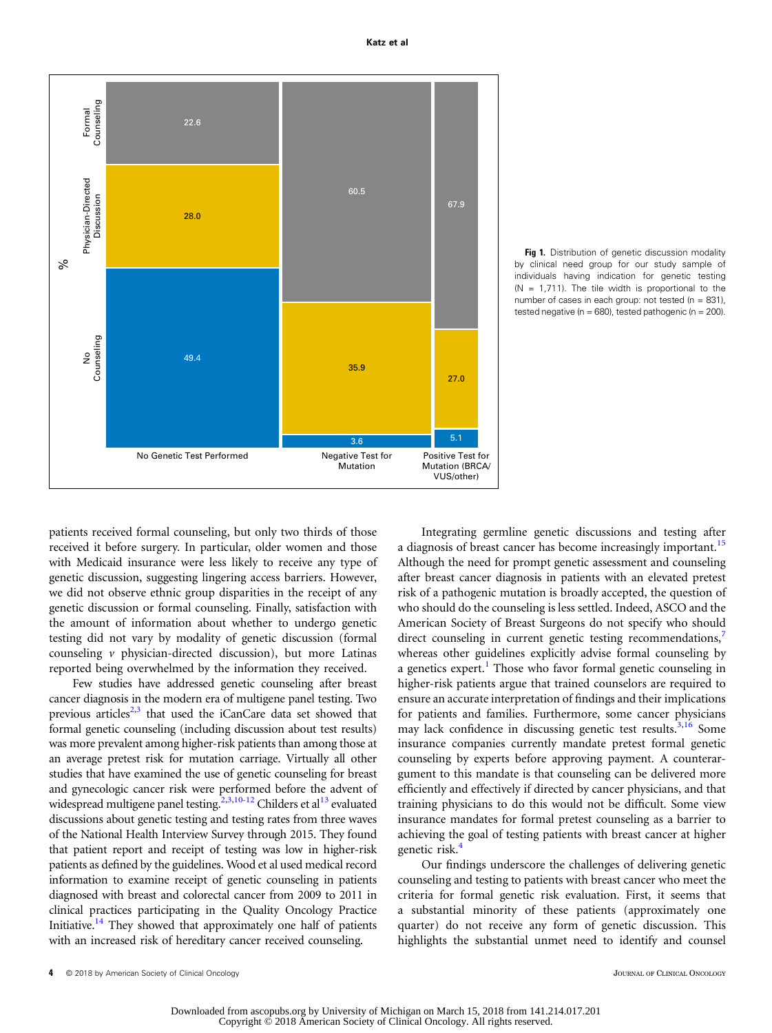Fig 1. Distribution of genetic discussion modality by clinical need group for our study sample of individuals having indication for genetic testing (N = 1,711). The tile width is proportional to the number of cases in each group: not tested (n = 831), tested negative (n = 680), tested pathogenic (n = 200).

| % | No Genetic Test Performed | Negative Test for Mutation | Positive Test for Mutation (BRCA/VUS/other) |
| --- | --- | --- | --- |
| Formal Counseling | 22.6 | 60.5 | 67.9 |
| Physician-Directed Discussion | 28.0 | 35.9 | 27.0 |
| No Counseling | 49.4 | 3.6 | 5.1 |

patients received formal counseling, but only two thirds of those received it before surgery. In particular, older women and those with Medicaid insurance were less likely to receive any type of genetic discussion, suggesting lingering access barriers. However, we did not observe ethnic group disparities in the receipt of any genetic discussion or formal counseling. Finally, satisfaction with the amount of information about whether to undergo genetic testing did not vary by modality of genetic discussion (formal counseling *v* physician-directed discussion), but more Latinas reported being overwhelmed by the information they received.

Few studies have addressed genetic counseling after breast cancer diagnosis in the modern era of multigene panel testing. Two previous articles[2,3] that used the iCanCare data set showed that formal genetic counseling (including discussion about test results) was more prevalent among higher-risk patients than among those at an average pretest risk for mutation carriage. Virtually all other studies that have examined the use of genetic counseling for breast and gynecologic cancer risk were performed before the advent of widespread multigene panel testing.[2,3,10-12] Childers et al[13] evaluated discussions about genetic testing and testing rates from three waves of the National Health Interview Survey through 2015. They found that patient report and receipt of testing was low in higher-risk patients as defined by the guidelines. Wood et al used medical record information to examine receipt of genetic counseling in patients diagnosed with breast and colorectal cancer from 2009 to 2011 in clinical practices participating in the Quality Oncology Practice Initiative.[14] They showed that approximately one half of patients with an increased risk of hereditary cancer received counseling.

Integrating germline genetic discussions and testing after a diagnosis of breast cancer has become increasingly important.[15] Although the need for prompt genetic assessment and counseling after breast cancer diagnosis in patients with an elevated pretest risk of a pathogenic mutation is broadly accepted, the question of who should do the counseling is less settled. Indeed, ASCO and the American Society of Breast Surgeons do not specify who should direct counseling in current genetic testing recommendations,[7] whereas other guidelines explicitly advise formal counseling by a genetics expert.[1] Those who favor formal genetic counseling in higher-risk patients argue that trained counselors are required to ensure an accurate interpretation of findings and their implications for patients and families. Furthermore, some cancer physicians may lack confidence in discussing genetic test results.[3,16] Some insurance companies currently mandate pretest formal genetic counseling by experts before approving payment. A counterargument to this mandate is that counseling can be delivered more efficiently and effectively if directed by cancer physicians, and that training physicians to do this would not be difficult. Some view insurance mandates for formal pretest counseling as a barrier to achieving the goal of testing patients with breast cancer at higher genetic risk.[4]

Our findings underscore the challenges of delivering genetic counseling and testing to patients with breast cancer who meet the criteria for formal genetic risk evaluation. First, it seems that a substantial minority of these patients (approximately one quarter) do not receive any form of genetic discussion. This highlights the substantial unmet need to identify and counsel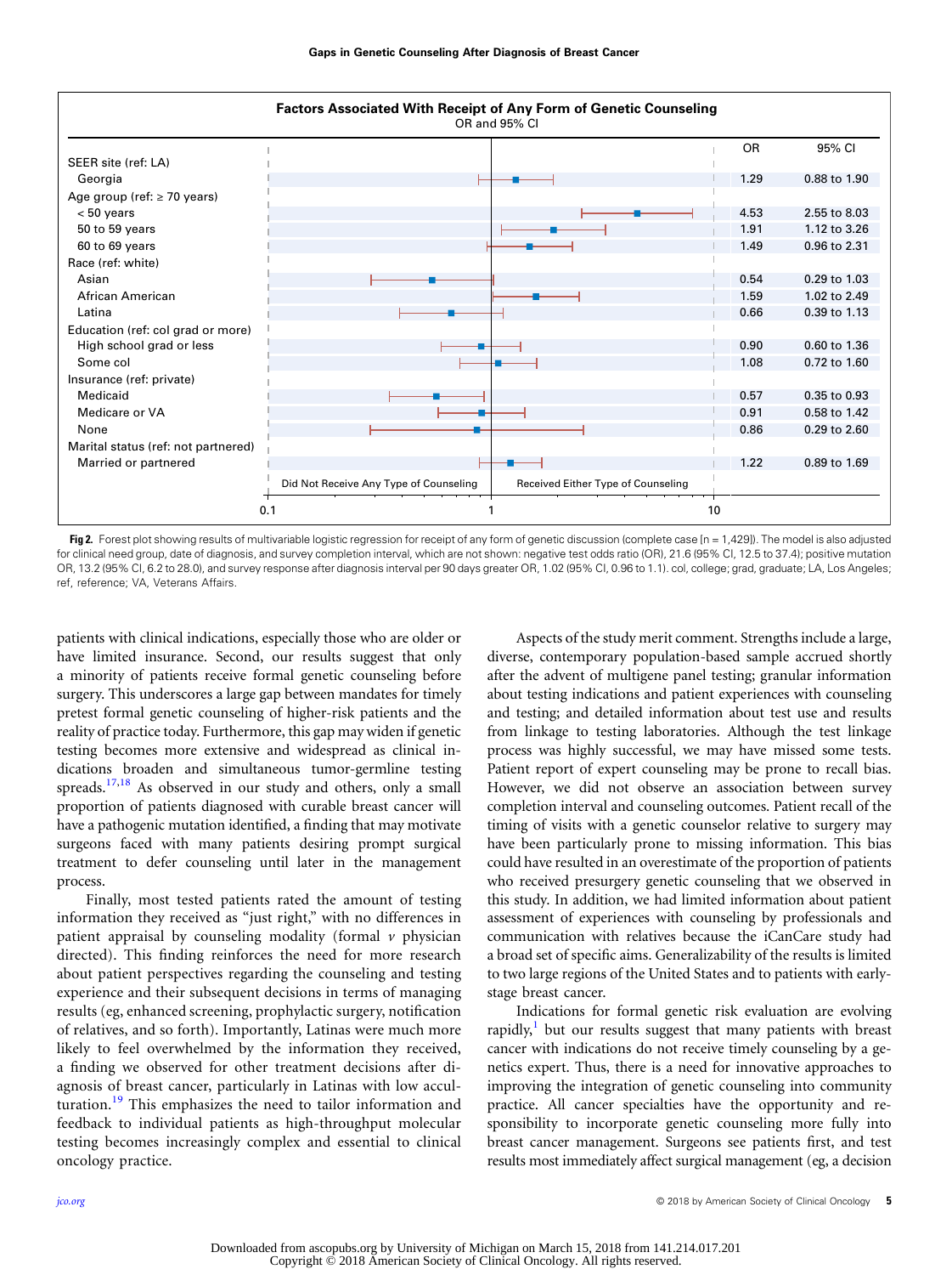**Factors Associated With Receipt of Any Form of Genetic Counseling**
OR and 95% CI

| | OR | 95% CI |
|---|---|---|
| SEER site (ref: LA) | | |
| Georgia | 1.29 | 0.88 to 1.90 |
| Age group (ref: ≥ 70 years) | | |
| < 50 years | 4.53 | 2.55 to 8.03 |
| 50 to 59 years | 1.91 | 1.12 to 3.26 |
| 60 to 69 years | 1.49 | 0.96 to 2.31 |
| Race (ref: white) | | |
| Asian | 0.54 | 0.29 to 1.03 |
| African American | 1.59 | 1.02 to 2.49 |
| Latina | 0.66 | 0.39 to 1.13 |
| Education (ref: col grad or more) | | |
| High school grad or less | 0.90 | 0.60 to 1.36 |
| Some col | 1.08 | 0.72 to 1.60 |
| Insurance (ref: private) | | |
| Medicaid | 0.57 | 0.35 to 0.93 |
| Medicare or VA | 0.91 | 0.58 to 1.42 |
| None | 0.86 | 0.29 to 2.60 |
| Marital status (ref: not partnered) | | |
| Married or partnered | 1.22 | 0.89 to 1.69 |

Did Not Receive Any Type of Counseling ← 1 → Received Either Type of Counseling (axis: 0.1, 1, 10)

**Fig 2.** Forest plot showing results of multivariable logistic regression for receipt of any form of genetic discussion (complete case [n = 1,429]). The model is also adjusted for clinical need group, date of diagnosis, and survey completion interval, which are not shown: negative test odds ratio (OR), 21.6 (95% CI, 12.5 to 37.4); positive mutation OR, 13.2 (95% CI, 6.2 to 28.0), and survey response after diagnosis interval per 90 days greater OR, 1.02 (95% CI, 0.96 to 1.1). col, college; grad, graduate; LA, Los Angeles; ref, reference; VA, Veterans Affairs.

patients with clinical indications, especially those who are older or have limited insurance. Second, our results suggest that only a minority of patients receive formal genetic counseling before surgery. This underscores a large gap between mandates for timely pretest formal genetic counseling of higher-risk patients and the reality of practice today. Furthermore, this gap may widen if genetic testing becomes more extensive and widespread as clinical indications broaden and simultaneous tumor-germline testing spreads.[17,18] As observed in our study and others, only a small proportion of patients diagnosed with curable breast cancer will have a pathogenic mutation identified, a finding that may motivate surgeons faced with many patients desiring prompt surgical treatment to defer counseling until later in the management process.

Finally, most tested patients rated the amount of testing information they received as "just right," with no differences in patient appraisal by counseling modality (formal *v* physician directed). This finding reinforces the need for more research about patient perspectives regarding the counseling and testing experience and their subsequent decisions in terms of managing results (eg, enhanced screening, prophylactic surgery, notification of relatives, and so forth). Importantly, Latinas were much more likely to feel overwhelmed by the information they received, a finding we observed for other treatment decisions after diagnosis of breast cancer, particularly in Latinas with low acculturation.[19] This emphasizes the need to tailor information and feedback to individual patients as high-throughput molecular testing becomes increasingly complex and essential to clinical oncology practice.

Aspects of the study merit comment. Strengths include a large, diverse, contemporary population-based sample accrued shortly after the advent of multigene panel testing; granular information about testing indications and patient experiences with counseling and testing; and detailed information about test use and results from linkage to testing laboratories. Although the test linkage process was highly successful, we may have missed some tests. Patient report of expert counseling may be prone to recall bias. However, we did not observe an association between survey completion interval and counseling outcomes. Patient recall of the timing of visits with a genetic counselor relative to surgery may have been particularly prone to missing information. This bias could have resulted in an overestimate of the proportion of patients who received presurgery genetic counseling that we observed in this study. In addition, we had limited information about patient assessment of experiences with counseling by professionals and communication with relatives because the iCanCare study had a broad set of specific aims. Generalizability of the results is limited to two large regions of the United States and to patients with early-stage breast cancer.

Indications for formal genetic risk evaluation are evolving rapidly,[1] but our results suggest that many patients with breast cancer with indications do not receive timely counseling by a genetics expert. Thus, there is a need for innovative approaches to improving the integration of genetic counseling into community practice. All cancer specialties have the opportunity and responsibility to incorporate genetic counseling more fully into breast cancer management. Surgeons see patients first, and test results most immediately affect surgical management (eg, a decision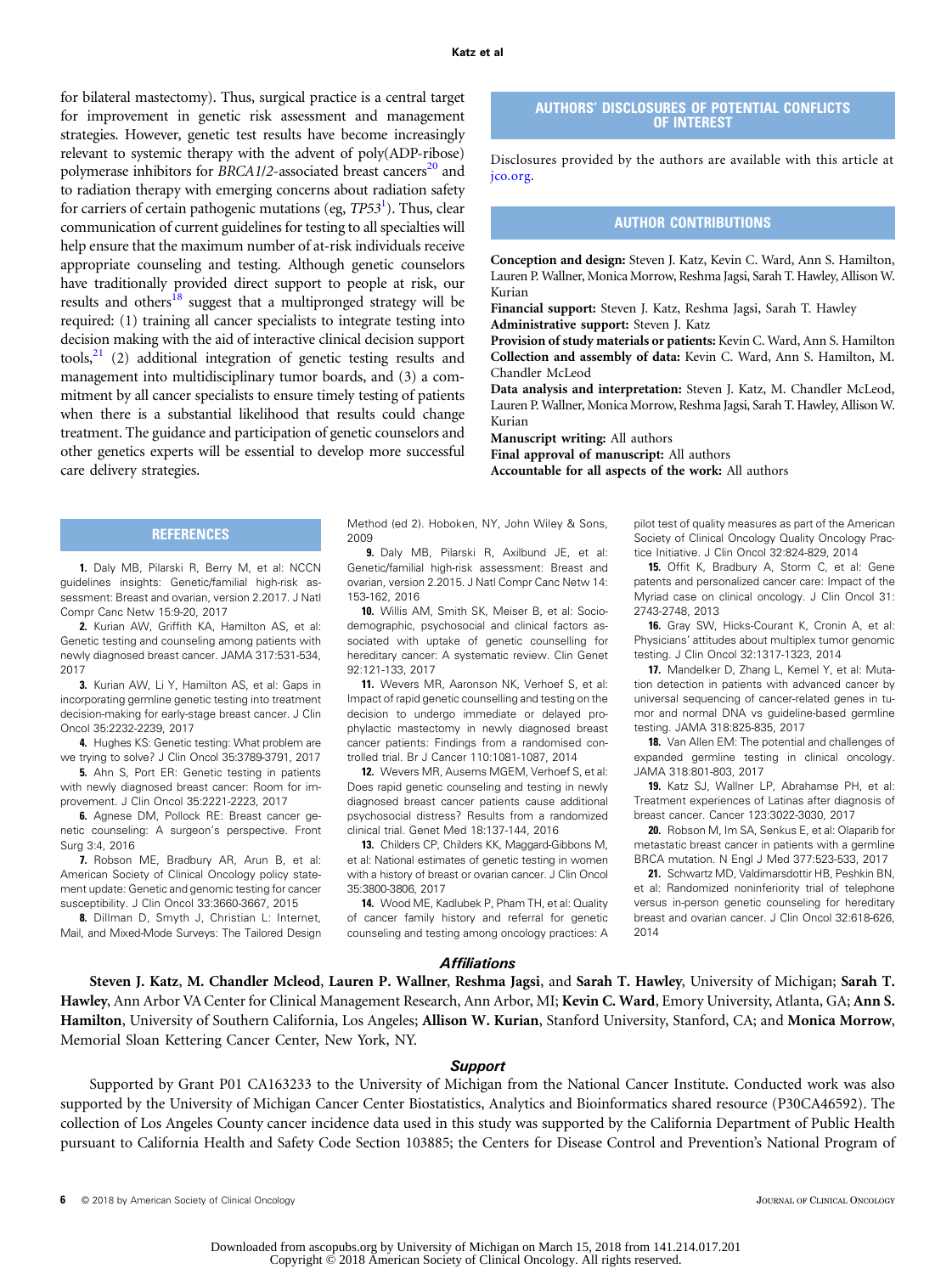for bilateral mastectomy). Thus, surgical practice is a central target for improvement in genetic risk assessment and management strategies. However, genetic test results have become increasingly relevant to systemic therapy with the advent of poly(ADP-ribose) polymerase inhibitors for *BRCA1/2*-associated breast cancers[20] and to radiation therapy with emerging concerns about radiation safety for carriers of certain pathogenic mutations (eg, *TP53*[1]). Thus, clear communication of current guidelines for testing to all specialties will help ensure that the maximum number of at-risk individuals receive appropriate counseling and testing. Although genetic counselors have traditionally provided direct support to people at risk, our results and others[18] suggest that a multipronged strategy will be required: (1) training all cancer specialists to integrate testing into decision making with the aid of interactive clinical decision support tools,[21] (2) additional integration of genetic testing results and management into multidisciplinary tumor boards, and (3) a commitment by all cancer specialists to ensure timely testing of patients when there is a substantial likelihood that results could change treatment. The guidance and participation of genetic counselors and other genetics experts will be essential to develop more successful care delivery strategies.

## AUTHORS' DISCLOSURES OF POTENTIAL CONFLICTS OF INTEREST

Disclosures provided by the authors are available with this article at jco.org.

## AUTHOR CONTRIBUTIONS

**Conception and design:** Steven J. Katz, Kevin C. Ward, Ann S. Hamilton, Lauren P. Wallner, Monica Morrow, Reshma Jagsi, Sarah T. Hawley, Allison W. Kurian
**Financial support:** Steven J. Katz, Reshma Jagsi, Sarah T. Hawley
**Administrative support:** Steven J. Katz
**Provision of study materials or patients:** Kevin C. Ward, Ann S. Hamilton
**Collection and assembly of data:** Kevin C. Ward, Ann S. Hamilton, M. Chandler McLeod
**Data analysis and interpretation:** Steven J. Katz, M. Chandler McLeod, Lauren P. Wallner, Monica Morrow, Reshma Jagsi, Sarah T. Hawley, Allison W. Kurian
**Manuscript writing:** All authors
**Final approval of manuscript:** All authors
**Accountable for all aspects of the work:** All authors

## REFERENCES

1. Daly MB, Pilarski R, Berry M, et al: NCCN guidelines insights: Genetic/familial high-risk assessment: Breast and ovarian, version 2.2017. J Natl Compr Canc Netw 15:9-20, 2017
2. Kurian AW, Griffith KA, Hamilton AS, et al: Genetic testing and counseling among patients with newly diagnosed breast cancer. JAMA 317:531-534, 2017
3. Kurian AW, Li Y, Hamilton AS, et al: Gaps in incorporating germline genetic testing into treatment decision-making for early-stage breast cancer. J Clin Oncol 35:2232-2239, 2017
4. Hughes KS: Genetic testing: What problem are we trying to solve? J Clin Oncol 35:3789-3791, 2017
5. Ahn S, Port ER: Genetic testing in patients with newly diagnosed breast cancer: Room for improvement. J Clin Oncol 35:2221-2223, 2017
6. Agnese DM, Pollock RE: Breast cancer genetic counseling: A surgeon's perspective. Front Surg 3:4, 2016
7. Robson ME, Bradbury AR, Arun B, et al: American Society of Clinical Oncology policy statement update: Genetic and genomic testing for cancer susceptibility. J Clin Oncol 33:3660-3667, 2015
8. Dillman D, Smyth J, Christian L: Internet, Mail, and Mixed-Mode Surveys: The Tailored Design Method (ed 2). Hoboken, NY, John Wiley & Sons, 2009
9. Daly MB, Pilarski R, Axilbund JE, et al: Genetic/familial high-risk assessment: Breast and ovarian, version 2.2015. J Natl Compr Canc Netw 14: 153-162, 2016
10. Willis AM, Smith SK, Meiser B, et al: Sociodemographic, psychosocial and clinical factors associated with uptake of genetic counselling for hereditary cancer: A systematic review. Clin Genet 92:121-133, 2017
11. Wevers MR, Aaronson NK, Verhoef S, et al: Impact of rapid genetic counselling and testing on the decision to undergo immediate or delayed prophylactic mastectomy in newly diagnosed breast cancer patients: Findings from a randomised controlled trial. Br J Cancer 110:1081-1087, 2014
12. Wevers MR, Ausems MGEM, Verhoef S, et al: Does rapid genetic counseling and testing in newly diagnosed breast cancer patients cause additional psychosocial distress? Results from a randomized clinical trial. Genet Med 18:137-144, 2016
13. Childers CP, Childers KK, Maggard-Gibbons M, et al: National estimates of genetic testing in women with a history of breast or ovarian cancer. J Clin Oncol 35:3800-3806, 2017
14. Wood ME, Kadlubek P, Pham TH, et al: Quality of cancer family history and referral for genetic counseling and testing among oncology practices: A pilot test of quality measures as part of the American Society of Clinical Oncology Quality Oncology Practice Initiative. J Clin Oncol 32:824-829, 2014
15. Offit K, Bradbury A, Storm C, et al: Gene patents and personalized cancer care: Impact of the Myriad case on clinical oncology. J Clin Oncol 31: 2743-2748, 2013
16. Gray SW, Hicks-Courant K, Cronin A, et al: Physicians' attitudes about multiplex tumor genomic testing. J Clin Oncol 32:1317-1323, 2014
17. Mandelker D, Zhang L, Kemel Y, et al: Mutation detection in patients with advanced cancer by universal sequencing of cancer-related genes in tumor and normal DNA vs guideline-based germline testing. JAMA 318:825-835, 2017
18. Van Allen EM: The potential and challenges of expanded germline testing in clinical oncology. JAMA 318:801-803, 2017
19. Katz SJ, Wallner LP, Abrahamse PH, et al: Treatment experiences of Latinas after diagnosis of breast cancer. Cancer 123:3022-3030, 2017
20. Robson M, Im SA, Senkus E, et al: Olaparib for metastatic breast cancer in patients with a germline BRCA mutation. N Engl J Med 377:523-533, 2017
21. Schwartz MD, Valdimarsdottir HB, Peshkin BN, et al: Randomized noninferiority trial of telephone versus in-person genetic counseling for hereditary breast and ovarian cancer. J Clin Oncol 32:618-626, 2014

### Affiliations

**Steven J. Katz**, **M. Chandler Mcleod**, **Lauren P. Wallner**, **Reshma Jagsi**, and **Sarah T. Hawley**, University of Michigan; **Sarah T. Hawley**, Ann Arbor VA Center for Clinical Management Research, Ann Arbor, MI; **Kevin C. Ward**, Emory University, Atlanta, GA; **Ann S. Hamilton**, University of Southern California, Los Angeles; **Allison W. Kurian**, Stanford University, Stanford, CA; and **Monica Morrow**, Memorial Sloan Kettering Cancer Center, New York, NY.

### Support

Supported by Grant P01 CA163233 to the University of Michigan from the National Cancer Institute. Conducted work was also supported by the University of Michigan Cancer Center Biostatistics, Analytics and Bioinformatics shared resource (P30CA46592). The collection of Los Angeles County cancer incidence data used in this study was supported by the California Department of Public Health pursuant to California Health and Safety Code Section 103885; the Centers for Disease Control and Prevention's National Program of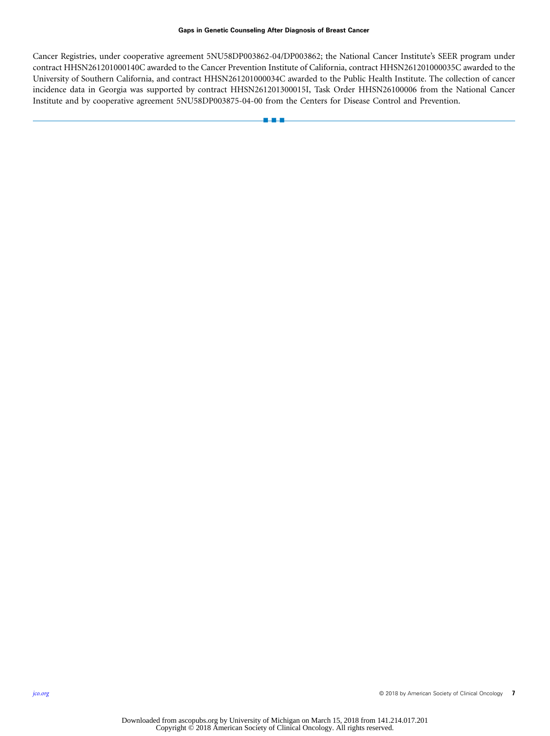Cancer Registries, under cooperative agreement 5NU58DP003862-04/DP003862; the National Cancer Institute's SEER program under contract HHSN261201000140C awarded to the Cancer Prevention Institute of California, contract HHSN261201000035C awarded to the University of Southern California, and contract HHSN261201000034C awarded to the Public Health Institute. The collection of cancer incidence data in Georgia was supported by contract HHSN261201300015I, Task Order HHSN26100006 from the National Cancer Institute and by cooperative agreement 5NU58DP003875-04-00 from the Centers for Disease Control and Prevention.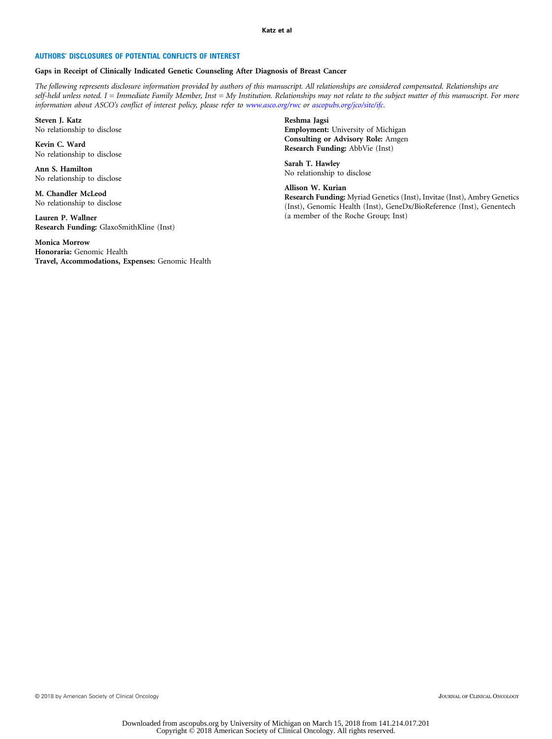## AUTHORS' DISCLOSURES OF POTENTIAL CONFLICTS OF INTEREST

**Gaps in Receipt of Clinically Indicated Genetic Counseling After Diagnosis of Breast Cancer**

*The following represents disclosure information provided by authors of this manuscript. All relationships are considered compensated. Relationships are self-held unless noted. I = Immediate Family Member, Inst = My Institution. Relationships may not relate to the subject matter of this manuscript. For more information about ASCO's conflict of interest policy, please refer to www.asco.org/rwc or ascopubs.org/jco/site/ifc.*

**Steven J. Katz**
No relationship to disclose

**Kevin C. Ward**
No relationship to disclose

**Ann S. Hamilton**
No relationship to disclose

**M. Chandler McLeod**
No relationship to disclose

**Lauren P. Wallner**
**Research Funding:** GlaxoSmithKline (Inst)

**Monica Morrow**
**Honoraria:** Genomic Health
**Travel, Accommodations, Expenses:** Genomic Health

**Reshma Jagsi**
**Employment:** University of Michigan
**Consulting or Advisory Role:** Amgen
**Research Funding:** AbbVie (Inst)

**Sarah T. Hawley**
No relationship to disclose

**Allison W. Kurian**
**Research Funding:** Myriad Genetics (Inst), Invitae (Inst), Ambry Genetics (Inst), Genomic Health (Inst), GeneDx/BioReference (Inst), Genentech (a member of the Roche Group; Inst)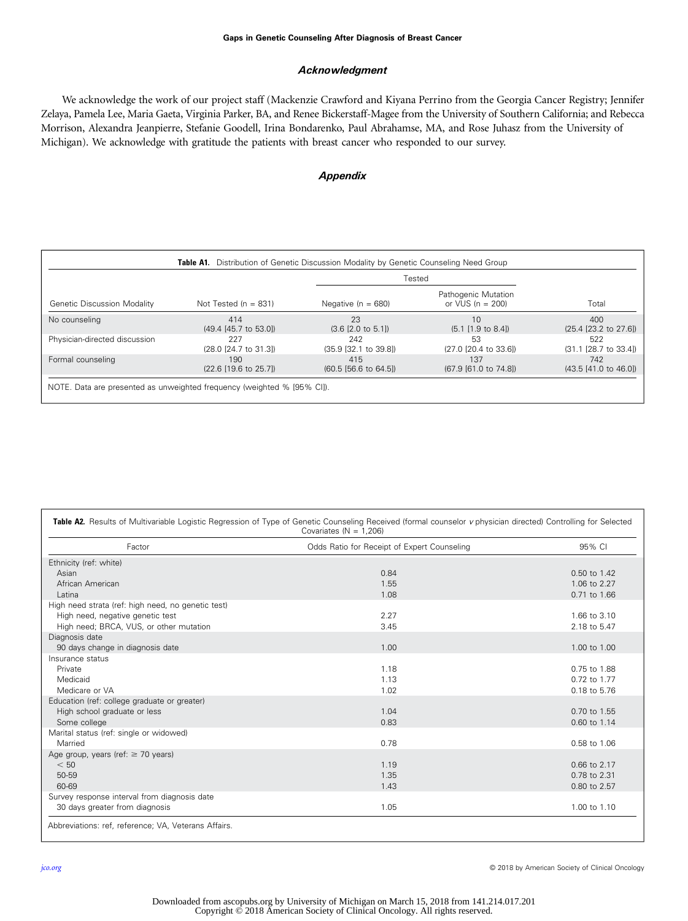## Acknowledgment

We acknowledge the work of our project staff (Mackenzie Crawford and Kiyana Perrino from the Georgia Cancer Registry; Jennifer Zelaya, Pamela Lee, Maria Gaeta, Virginia Parker, BA, and Renee Bickerstaff-Magee from the University of Southern California; and Rebecca Morrison, Alexandra Jeanpierre, Stefanie Goodell, Irina Bondarenko, Paul Abrahamse, MA, and Rose Juhasz from the University of Michigan). We acknowledge with gratitude the patients with breast cancer who responded to our survey.

## Appendix

**Table A1.** Distribution of Genetic Discussion Modality by Genetic Counseling Need Group

| Genetic Discussion Modality | Not Tested (n = 831) | Tested: Negative (n = 680) | Tested: Pathogenic Mutation or VUS (n = 200) | Total |
|---|---|---|---|---|
| No counseling | 414 (49.4 [45.7 to 53.0]) | 23 (3.6 [2.0 to 5.1]) | 10 (5.1 [1.9 to 8.4]) | 400 (25.4 [23.2 to 27.6]) |
| Physician-directed discussion | 227 (28.0 [24.7 to 31.3]) | 242 (35.9 [32.1 to 39.8]) | 53 (27.0 [20.4 to 33.6]) | 522 (31.1 [28.7 to 33.4]) |
| Formal counseling | 190 (22.6 [19.6 to 25.7]) | 415 (60.5 [56.6 to 64.5]) | 137 (67.9 [61.0 to 74.8]) | 742 (43.5 [41.0 to 46.0]) |

NOTE. Data are presented as unweighted frequency (weighted % [95% CI]).

**Table A2.** Results of Multivariable Logistic Regression of Type of Genetic Counseling Received (formal counselor *v* physician directed) Controlling for Selected Covariates (N = 1,206)

| Factor | Odds Ratio for Receipt of Expert Counseling | 95% CI |
|---|---|---|
| Ethnicity (ref: white) | | |
| Asian | 0.84 | 0.50 to 1.42 |
| African American | 1.55 | 1.06 to 2.27 |
| Latina | 1.08 | 0.71 to 1.66 |
| High need strata (ref: high need, no genetic test) | | |
| High need, negative genetic test | 2.27 | 1.66 to 3.10 |
| High need; BRCA, VUS, or other mutation | 3.45 | 2.18 to 5.47 |
| Diagnosis date | | |
| 90 days change in diagnosis date | 1.00 | 1.00 to 1.00 |
| Insurance status | | |
| Private | 1.18 | 0.75 to 1.88 |
| Medicaid | 1.13 | 0.72 to 1.77 |
| Medicare or VA | 1.02 | 0.18 to 5.76 |
| Education (ref: college graduate or greater) | | |
| High school graduate or less | 1.04 | 0.70 to 1.55 |
| Some college | 0.83 | 0.60 to 1.14 |
| Marital status (ref: single or widowed) | | |
| Married | 0.78 | 0.58 to 1.06 |
| Age group, years (ref: ≥ 70 years) | | |
| < 50 | 1.19 | 0.66 to 2.17 |
| 50-59 | 1.35 | 0.78 to 2.31 |
| 60-69 | 1.43 | 0.80 to 2.57 |
| Survey response interval from diagnosis date | | |
| 30 days greater from diagnosis | 1.05 | 1.00 to 1.10 |

Abbreviations: ref, reference; VA, Veterans Affairs.